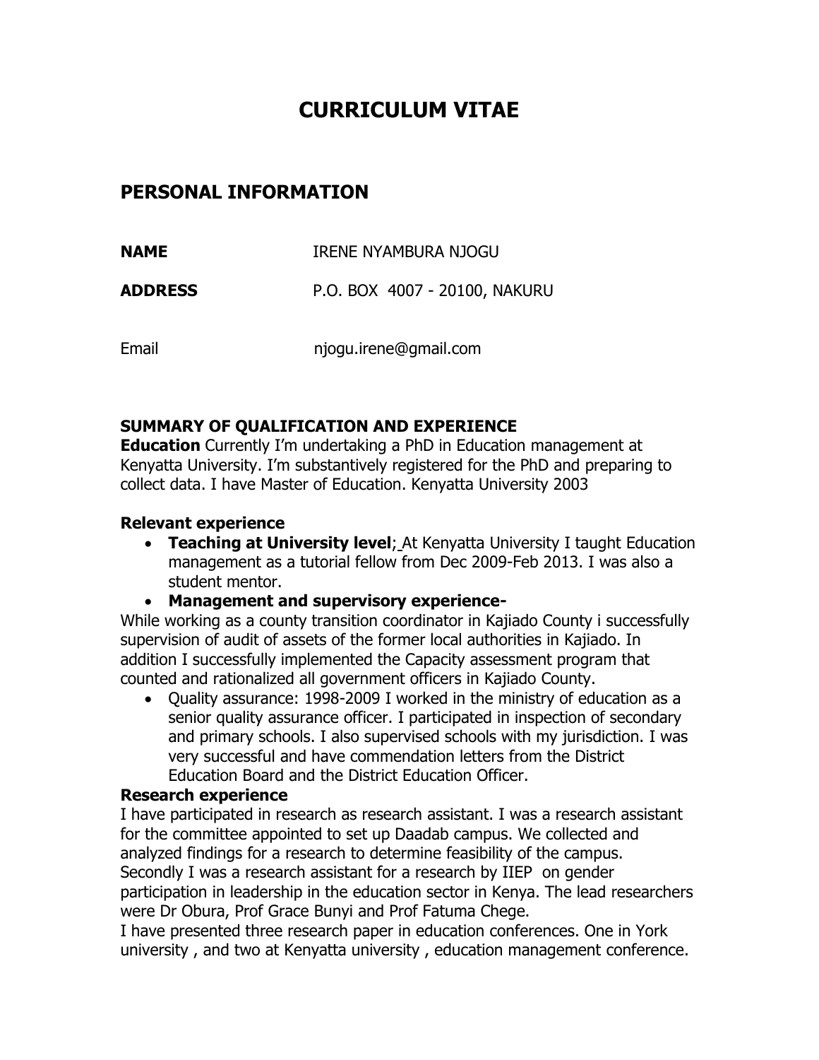# CURRICULUM VITAE

## PERSONAL INFORMATION

**NAME** IRENE NYAMBURA NJOGU

**ADDRESS** P.O. BOX 4007 - 20100, NAKURU

Email njogu.irene@gmail.com

**SUMMARY OF QUALIFICATION AND EXPERIENCE**

**Education** Currently I'm undertaking a PhD in Education management at Kenyatta University. I'm substantively registered for the PhD and preparing to collect data. I have Master of Education. Kenyatta University 2003

**Relevant experience**

- **Teaching at University level**; At Kenyatta University I taught Education management as a tutorial fellow from Dec 2009-Feb 2013. I was also a student mentor.
- **Management and supervisory experience-**

While working as a county transition coordinator in Kajiado County i successfully supervision of audit of assets of the former local authorities in Kajiado. In addition I successfully implemented the Capacity assessment program that counted and rationalized all government officers in Kajiado County.

- Quality assurance: 1998-2009 I worked in the ministry of education as a senior quality assurance officer. I participated in inspection of secondary and primary schools. I also supervised schools with my jurisdiction. I was very successful and have commendation letters from the District Education Board and the District Education Officer.

**Research experience**

I have participated in research as research assistant. I was a research assistant for the committee appointed to set up Daadab campus. We collected and analyzed findings for a research to determine feasibility of the campus. Secondly I was a research assistant for a research by IIEP on gender participation in leadership in the education sector in Kenya. The lead researchers were Dr Obura, Prof Grace Bunyi and Prof Fatuma Chege.

I have presented three research paper in education conferences. One in York university , and two at Kenyatta university , education management conference.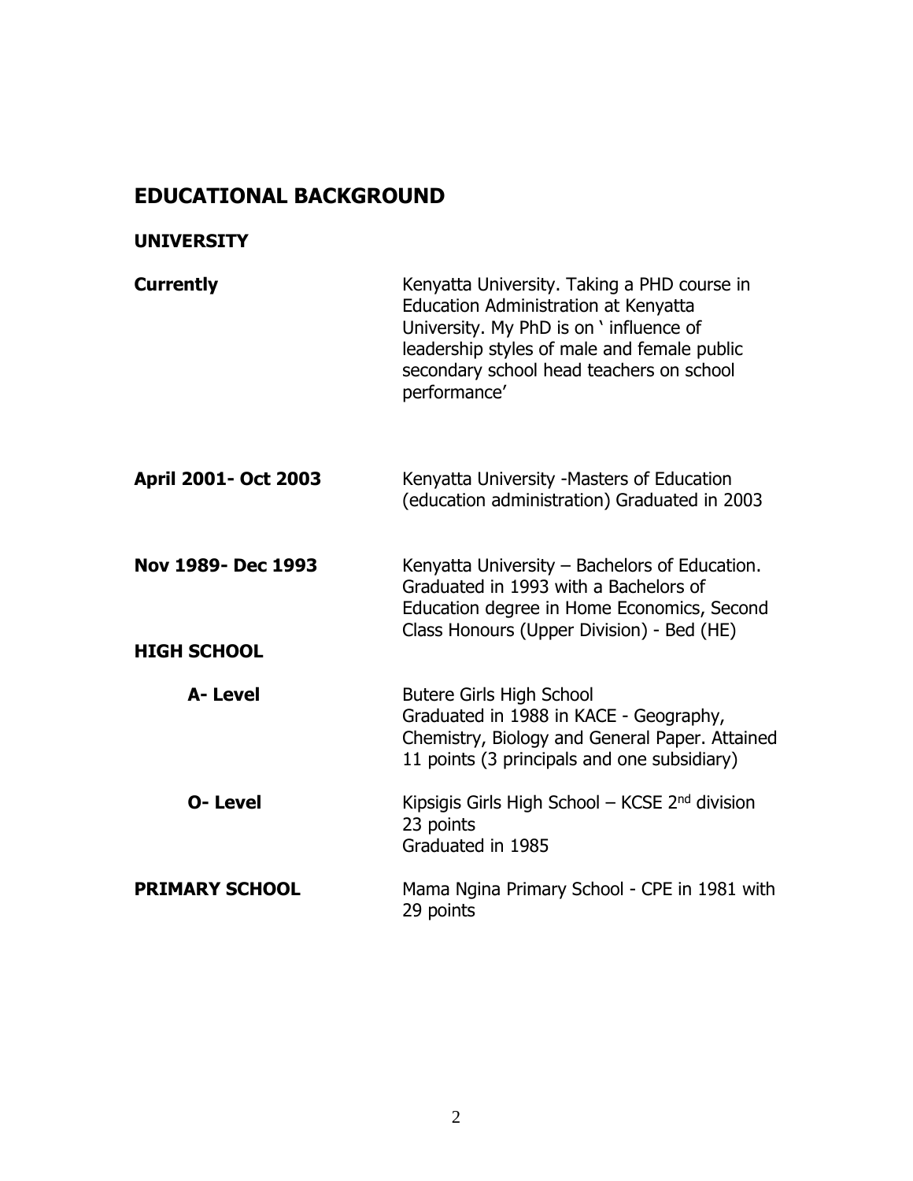## EDUCATIONAL BACKGROUND

### UNIVERSITY

| | |
|---|---|
| **Currently** | Kenyatta University. Taking a PHD course in Education Administration at Kenyatta University. My PhD is on ' influence of leadership styles of male and female public secondary school head teachers on school performance' |
| **April 2001- Oct 2003** | Kenyatta University -Masters of Education (education administration) Graduated in 2003 |
| **Nov 1989- Dec 1993** | Kenyatta University – Bachelors of Education. Graduated in 1993 with a Bachelors of Education degree in Home Economics, Second Class Honours (Upper Division) - Bed (HE) |

### HIGH SCHOOL

| | |
|---|---|
| **A- Level** | Butere Girls High School<br>Graduated in 1988 in KACE - Geography, Chemistry, Biology and General Paper. Attained 11 points (3 principals and one subsidiary) |
| **O- Level** | Kipsigis Girls High School – KCSE 2nd division 23 points<br>Graduated in 1985 |

### PRIMARY SCHOOL

Mama Ngina Primary School - CPE in 1981 with 29 points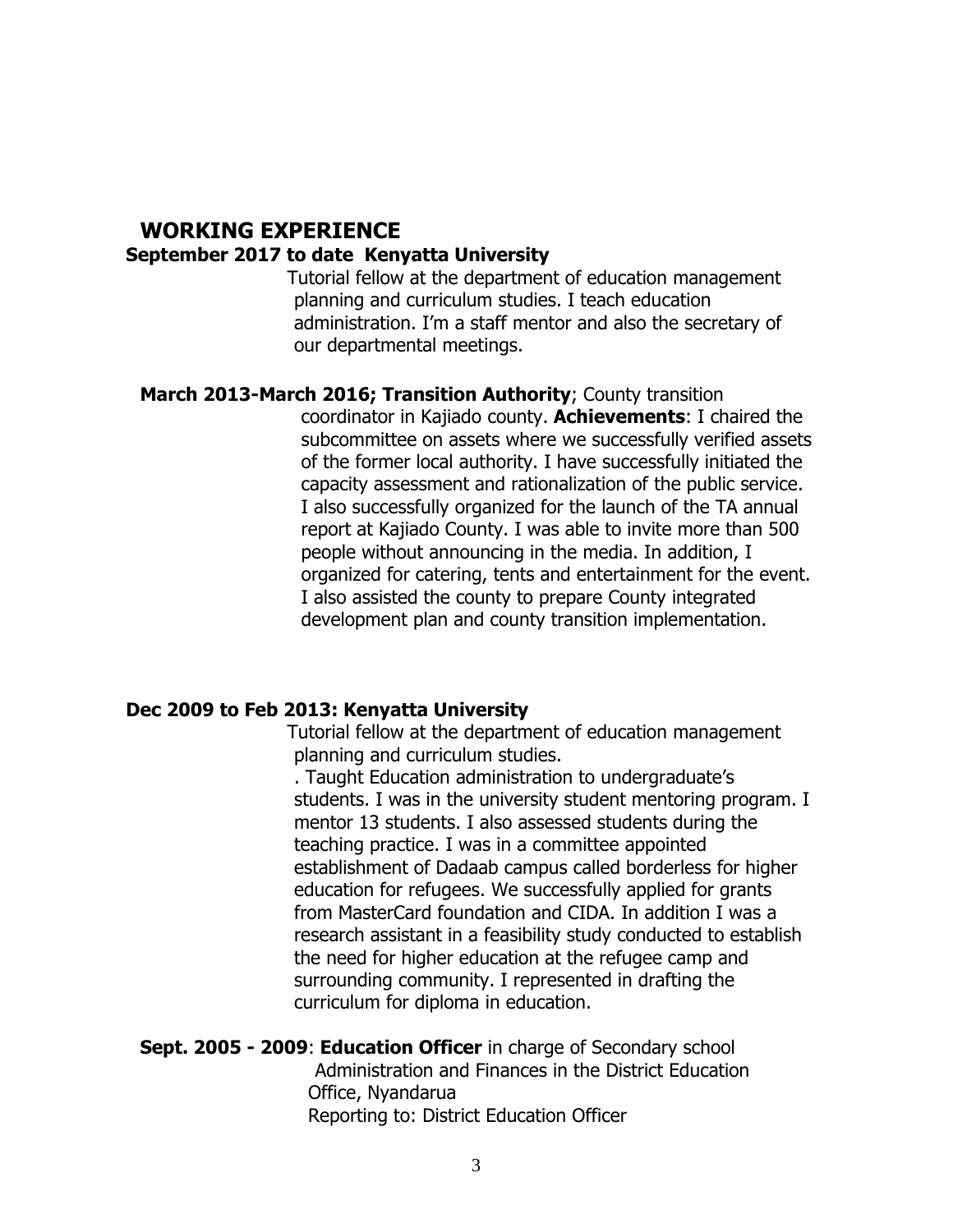## WORKING EXPERIENCE

**September 2017 to date Kenyatta University**

Tutorial fellow at the department of education management planning and curriculum studies. I teach education administration. I'm a staff mentor and also the secretary of our departmental meetings.

**March 2013-March 2016; Transition Authority**; County transition coordinator in Kajiado county. **Achievements**: I chaired the subcommittee on assets where we successfully verified assets of the former local authority. I have successfully initiated the capacity assessment and rationalization of the public service. I also successfully organized for the launch of the TA annual report at Kajiado County. I was able to invite more than 500 people without announcing in the media. In addition, I organized for catering, tents and entertainment for the event. I also assisted the county to prepare County integrated development plan and county transition implementation.

**Dec 2009 to Feb 2013: Kenyatta University**

Tutorial fellow at the department of education management planning and curriculum studies.

. Taught Education administration to undergraduate's students. I was in the university student mentoring program. I mentor 13 students. I also assessed students during the teaching practice. I was in a committee appointed establishment of Dadaab campus called borderless for higher education for refugees. We successfully applied for grants from MasterCard foundation and CIDA. In addition I was a research assistant in a feasibility study conducted to establish the need for higher education at the refugee camp and surrounding community. I represented in drafting the curriculum for diploma in education.

**Sept. 2005 - 2009**: **Education Officer** in charge of Secondary school Administration and Finances in the District Education Office, Nyandarua

Reporting to: District Education Officer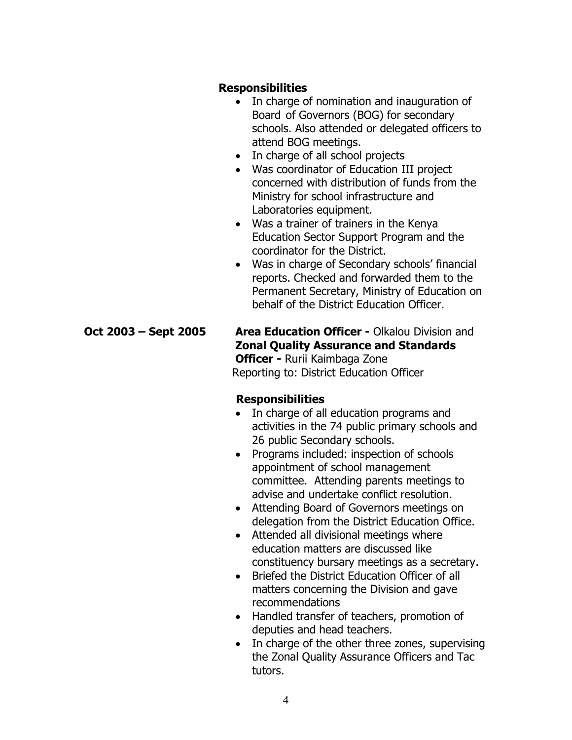**Responsibilities**

- In charge of nomination and inauguration of Board of Governors (BOG) for secondary schools. Also attended or delegated officers to attend BOG meetings.
- In charge of all school projects
- Was coordinator of Education III project concerned with distribution of funds from the Ministry for school infrastructure and Laboratories equipment.
- Was a trainer of trainers in the Kenya Education Sector Support Program and the coordinator for the District.
- Was in charge of Secondary schools' financial reports. Checked and forwarded them to the Permanent Secretary, Ministry of Education on behalf of the District Education Officer.

**Oct 2003 – Sept 2005** **Area Education Officer -** Olkalou Division and **Zonal Quality Assurance and Standards Officer -** Rurii Kaimbaga Zone
Reporting to: District Education Officer

**Responsibilities**

- In charge of all education programs and activities in the 74 public primary schools and 26 public Secondary schools.
- Programs included: inspection of schools appointment of school management committee. Attending parents meetings to advise and undertake conflict resolution.
- Attending Board of Governors meetings on delegation from the District Education Office.
- Attended all divisional meetings where education matters are discussed like constituency bursary meetings as a secretary.
- Briefed the District Education Officer of all matters concerning the Division and gave recommendations
- Handled transfer of teachers, promotion of deputies and head teachers.
- In charge of the other three zones, supervising the Zonal Quality Assurance Officers and Tac tutors.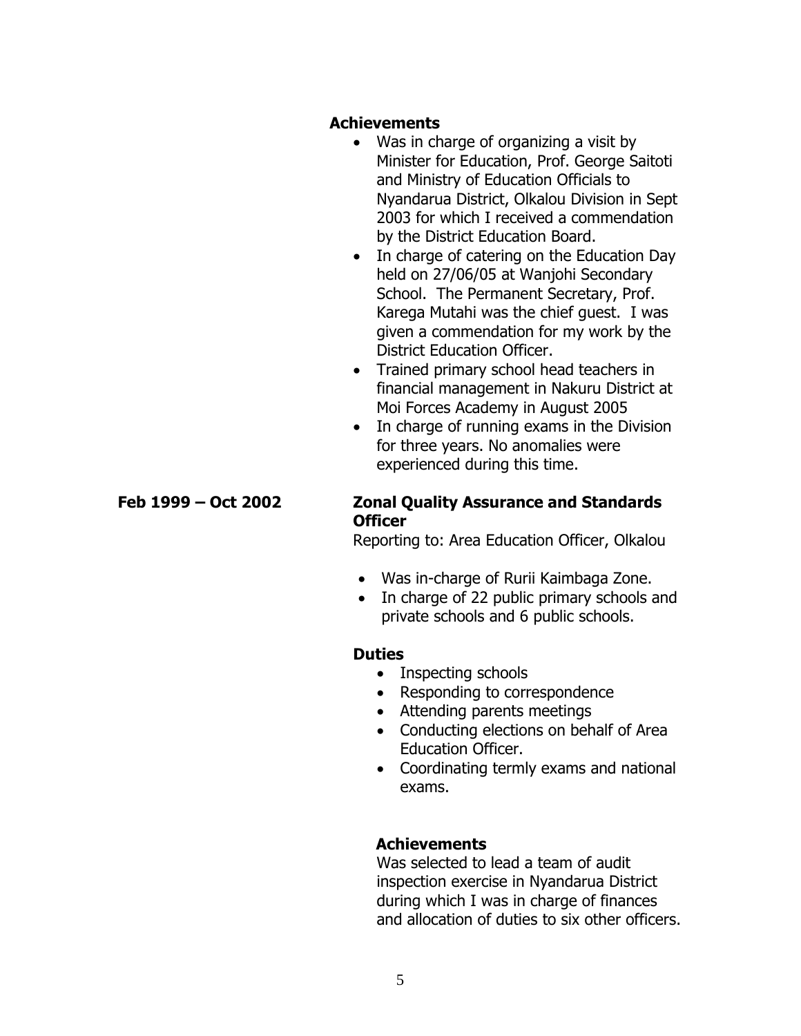**Achievements**

- Was in charge of organizing a visit by Minister for Education, Prof. George Saitoti and Ministry of Education Officials to Nyandarua District, Olkalou Division in Sept 2003 for which I received a commendation by the District Education Board.
- In charge of catering on the Education Day held on 27/06/05 at Wanjohi Secondary School. The Permanent Secretary, Prof. Karega Mutahi was the chief guest. I was given a commendation for my work by the District Education Officer.
- Trained primary school head teachers in financial management in Nakuru District at Moi Forces Academy in August 2005
- In charge of running exams in the Division for three years. No anomalies were experienced during this time.

**Feb 1999 – Oct 2002** **Zonal Quality Assurance and Standards Officer**

Reporting to: Area Education Officer, Olkalou

- Was in-charge of Rurii Kaimbaga Zone.
- In charge of 22 public primary schools and private schools and 6 public schools.

**Duties**

- Inspecting schools
- Responding to correspondence
- Attending parents meetings
- Conducting elections on behalf of Area Education Officer.
- Coordinating termly exams and national exams.

**Achievements**

Was selected to lead a team of audit inspection exercise in Nyandarua District during which I was in charge of finances and allocation of duties to six other officers.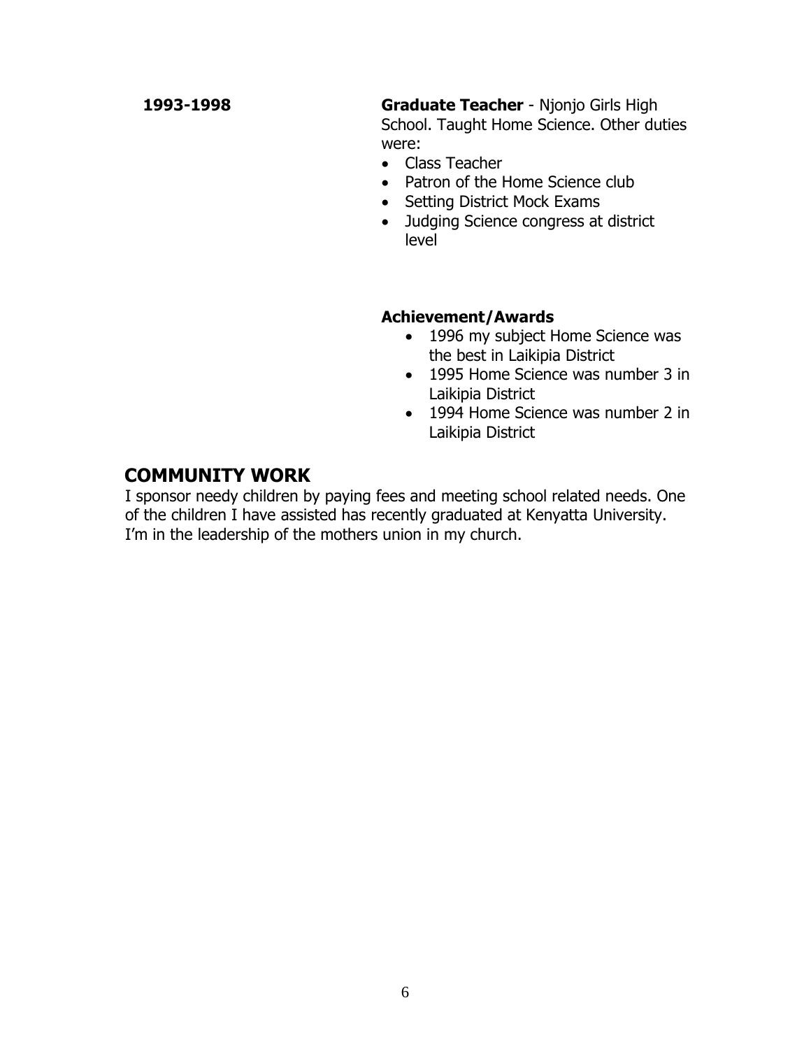**1993-1998**

**Graduate Teacher** - Njonjo Girls High School. Taught Home Science. Other duties were:

- Class Teacher
- Patron of the Home Science club
- Setting District Mock Exams
- Judging Science congress at district level

**Achievement/Awards**

- 1996 my subject Home Science was the best in Laikipia District
- 1995 Home Science was number 3 in Laikipia District
- 1994 Home Science was number 2 in Laikipia District

## COMMUNITY WORK

I sponsor needy children by paying fees and meeting school related needs. One of the children I have assisted has recently graduated at Kenyatta University. I'm in the leadership of the mothers union in my church.